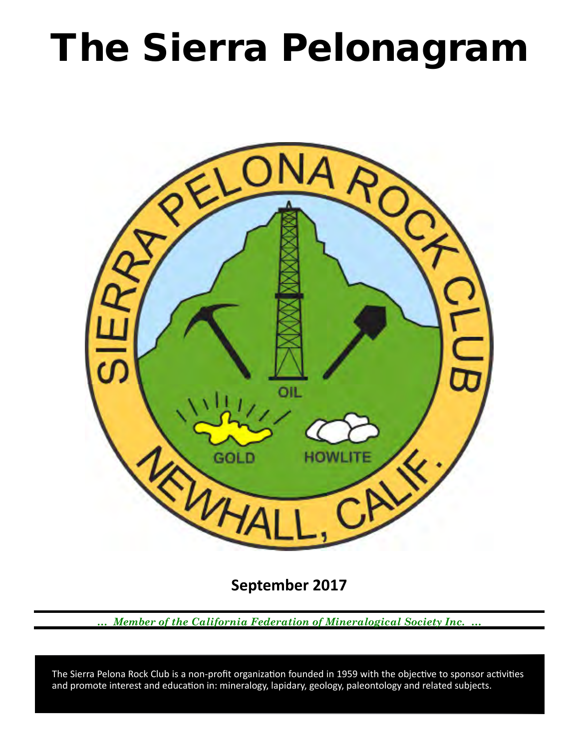# The Sierra Pelonagram

**September 2017**

*... Member of the California Federation of Mineralogical Society Inc. ...*

The Sierra Pelona Rock Club is a non-profit organization founded in 1959 with the objective to sponsor activities and promote interest and education in: mineralogy, lapidary, geology, paleontology and related subjects.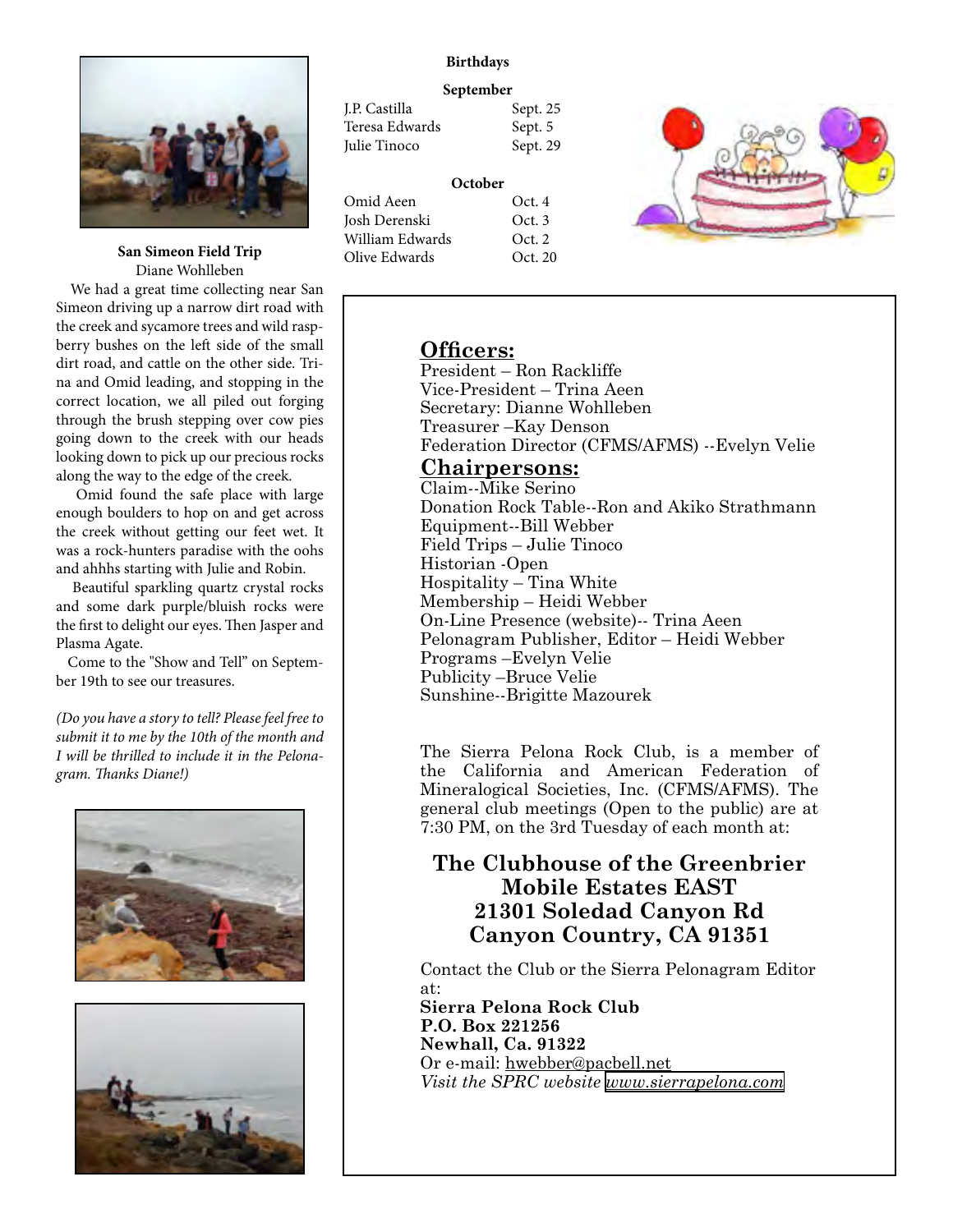### San Simeon Field Trip

Diane Wohlleben

We had a great time collecting near San Simeon driving up a narrow dirt road with the creek and sycamore trees and wild raspberry bushes on the left side of the small dirt road, and cattle on the other side. Trina and Omid leading, and stopping in the correct location, we all piled out forging through the brush stepping over cow pies going down to the creek with our heads looking down to pick up our precious rocks along the way to the edge of the creek.

Omid found the safe place with large enough boulders to hop on and get across the creek without getting our feet wet. It was a rock-hunters paradise with the oohs and ahhhs starting with Julie and Robin.

Beautiful sparkling quartz crystal rocks and some dark purple/bluish rocks were the first to delight our eyes. Then Jasper and Plasma Agate.

Come to the "Show and Tell" on September 19th to see our treasures.

*(Do you have a story to tell? Please feel free to submit it to me by the 10th of the month and I will be thrilled to include it in the Pelonagram. Thanks Diane!)*

### Birthdays

**September**

| | |
|---|---|
| J.P. Castilla | Sept. 25 |
| Teresa Edwards | Sept. 5 |
| Julie Tinoco | Sept. 29 |

**October**

| | |
|---|---|
| Omid Aeen | Oct. 4 |
| Josh Derenski | Oct. 3 |
| William Edwards | Oct. 2 |
| Olive Edwards | Oct. 20 |

## Officers:

President – Ron Rackliffe
Vice-President – Trina Aeen
Secretary: Dianne Wohlleben
Treasurer –Kay Denson
Federation Director (CFMS/AFMS) --Evelyn Velie

## Chairpersons:

Claim--Mike Serino
Donation Rock Table--Ron and Akiko Strathmann
Equipment--Bill Webber
Field Trips – Julie Tinoco
Historian -Open
Hospitality – Tina White
Membership – Heidi Webber
On-Line Presence (website)-- Trina Aeen
Pelonagram Publisher, Editor – Heidi Webber
Programs –Evelyn Velie
Publicity –Bruce Velie
Sunshine--Brigitte Mazourek

The Sierra Pelona Rock Club, is a member of the California and American Federation of Mineralogical Societies, Inc. (CFMS/AFMS). The general club meetings (Open to the public) are at 7:30 PM, on the 3rd Tuesday of each month at:

**The Clubhouse of the Greenbrier Mobile Estates EAST**
**21301 Soledad Canyon Rd**
**Canyon Country, CA 91351**

Contact the Club or the Sierra Pelonagram Editor at:
**Sierra Pelona Rock Club**
**P.O. Box 221256**
**Newhall, Ca. 91322**
Or e-mail: hwebber@pacbell.net
*Visit the SPRC website www.sierrapelona.com*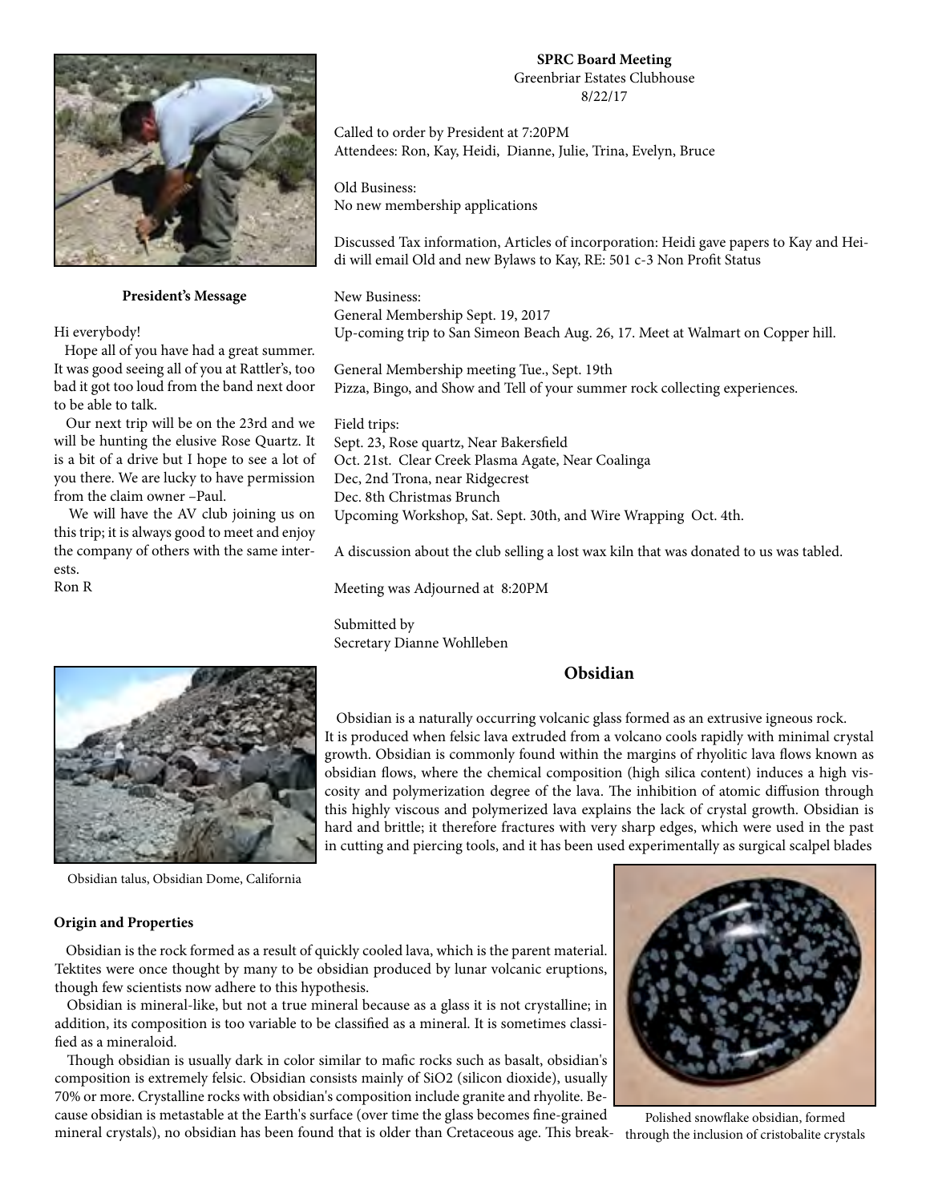### President's Message

Hi everybody!

Hope all of you have had a great summer. It was good seeing all of you at Rattler's, too bad it got too loud from the band next door to be able to talk.

Our next trip will be on the 23rd and we will be hunting the elusive Rose Quartz. It is a bit of a drive but I hope to see a lot of you there. We are lucky to have permission from the claim owner –Paul.

We will have the AV club joining us on this trip; it is always good to meet and enjoy the company of others with the same interests.

Ron R

**SPRC Board Meeting**
Greenbriar Estates Clubhouse
8/22/17

Called to order by President at 7:20PM
Attendees: Ron, Kay, Heidi, Dianne, Julie, Trina, Evelyn, Bruce

Old Business:
No new membership applications

Discussed Tax information, Articles of incorporation: Heidi gave papers to Kay and Heidi will email Old and new Bylaws to Kay, RE: 501 c-3 Non Profit Status

New Business:
General Membership Sept. 19, 2017
Up-coming trip to San Simeon Beach Aug. 26, 17. Meet at Walmart on Copper hill.

General Membership meeting Tue., Sept. 19th
Pizza, Bingo, and Show and Tell of your summer rock collecting experiences.

Field trips:
Sept. 23, Rose quartz, Near Bakersfield
Oct. 21st. Clear Creek Plasma Agate, Near Coalinga
Dec, 2nd Trona, near Ridgecrest
Dec. 8th Christmas Brunch
Upcoming Workshop, Sat. Sept. 30th, and Wire Wrapping Oct. 4th.

A discussion about the club selling a lost wax kiln that was donated to us was tabled.

Meeting was Adjourned at 8:20PM

Submitted by
Secretary Dianne Wohlleben

## Obsidian

Obsidian is a naturally occurring volcanic glass formed as an extrusive igneous rock. It is produced when felsic lava extruded from a volcano cools rapidly with minimal crystal growth. Obsidian is commonly found within the margins of rhyolitic lava flows known as obsidian flows, where the chemical composition (high silica content) induces a high viscosity and polymerization degree of the lava. The inhibition of atomic diffusion through this highly viscous and polymerized lava explains the lack of crystal growth. Obsidian is hard and brittle; it therefore fractures with very sharp edges, which were used in the past in cutting and piercing tools, and it has been used experimentally as surgical scalpel blades

Obsidian talus, Obsidian Dome, California

### Origin and Properties

Obsidian is the rock formed as a result of quickly cooled lava, which is the parent material. Tektites were once thought by many to be obsidian produced by lunar volcanic eruptions, though few scientists now adhere to this hypothesis.

Obsidian is mineral-like, but not a true mineral because as a glass it is not crystalline; in addition, its composition is too variable to be classified as a mineral. It is sometimes classified as a mineraloid.

Though obsidian is usually dark in color similar to mafic rocks such as basalt, obsidian's composition is extremely felsic. Obsidian consists mainly of $SiO_2$ (silicon dioxide), usually 70% or more. Crystalline rocks with obsidian's composition include granite and rhyolite. Because obsidian is metastable at the Earth's surface (over time the glass becomes fine-grained mineral crystals), no obsidian has been found that is older than Cretaceous age. This break-

Polished snowflake obsidian, formed through the inclusion of cristobalite crystals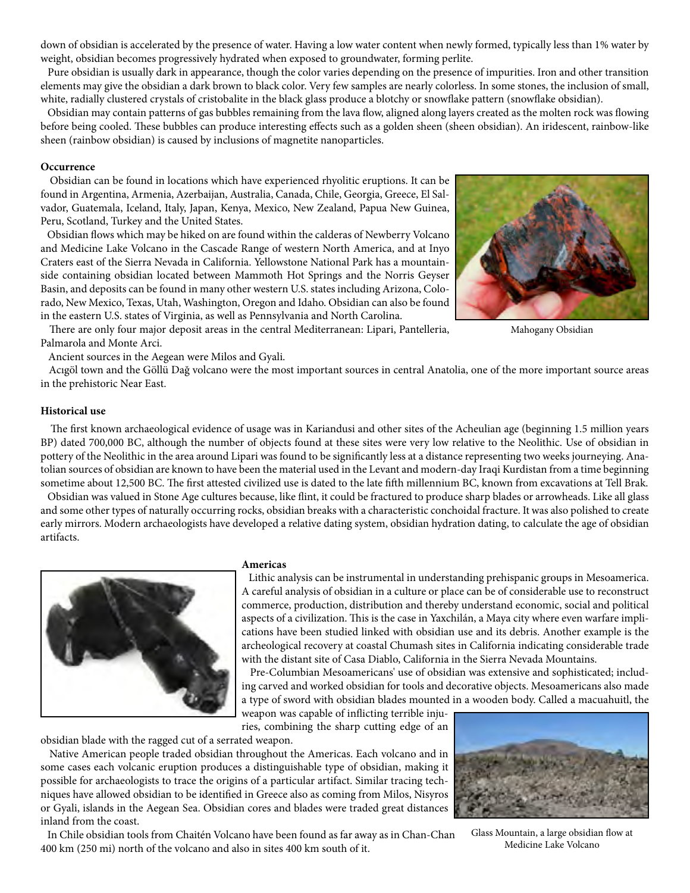down of obsidian is accelerated by the presence of water. Having a low water content when newly formed, typically less than 1% water by weight, obsidian becomes progressively hydrated when exposed to groundwater, forming perlite.

Pure obsidian is usually dark in appearance, though the color varies depending on the presence of impurities. Iron and other transition elements may give the obsidian a dark brown to black color. Very few samples are nearly colorless. In some stones, the inclusion of small, white, radially clustered crystals of cristobalite in the black glass produce a blotchy or snowflake pattern (snowflake obsidian).

Obsidian may contain patterns of gas bubbles remaining from the lava flow, aligned along layers created as the molten rock was flowing before being cooled. These bubbles can produce interesting effects such as a golden sheen (sheen obsidian). An iridescent, rainbow-like sheen (rainbow obsidian) is caused by inclusions of magnetite nanoparticles.

**Occurrence**

Obsidian can be found in locations which have experienced rhyolitic eruptions. It can be found in Argentina, Armenia, Azerbaijan, Australia, Canada, Chile, Georgia, Greece, El Salvador, Guatemala, Iceland, Italy, Japan, Kenya, Mexico, New Zealand, Papua New Guinea, Peru, Scotland, Turkey and the United States.

Obsidian flows which may be hiked on are found within the calderas of Newberry Volcano and Medicine Lake Volcano in the Cascade Range of western North America, and at Inyo Craters east of the Sierra Nevada in California. Yellowstone National Park has a mountainside containing obsidian located between Mammoth Hot Springs and the Norris Geyser Basin, and deposits can be found in many other western U.S. states including Arizona, Colorado, New Mexico, Texas, Utah, Washington, Oregon and Idaho. Obsidian can also be found in the eastern U.S. states of Virginia, as well as Pennsylvania and North Carolina.

Mahogany Obsidian

There are only four major deposit areas in the central Mediterranean: Lipari, Pantelleria, Palmarola and Monte Arci.

Ancient sources in the Aegean were Milos and Gyali.

Acıgöl town and the Göllü Dağ volcano were the most important sources in central Anatolia, one of the more important source areas in the prehistoric Near East.

**Historical use**

The first known archaeological evidence of usage was in Kariandusi and other sites of the Acheulian age (beginning 1.5 million years BP) dated 700,000 BC, although the number of objects found at these sites were very low relative to the Neolithic. Use of obsidian in pottery of the Neolithic in the area around Lipari was found to be significantly less at a distance representing two weeks journeying. Anatolian sources of obsidian are known to have been the material used in the Levant and modern-day Iraqi Kurdistan from a time beginning sometime about 12,500 BC. The first attested civilized use is dated to the late fifth millennium BC, known from excavations at Tell Brak.

Obsidian was valued in Stone Age cultures because, like flint, it could be fractured to produce sharp blades or arrowheads. Like all glass and some other types of naturally occurring rocks, obsidian breaks with a characteristic conchoidal fracture. It was also polished to create early mirrors. Modern archaeologists have developed a relative dating system, obsidian hydration dating, to calculate the age of obsidian artifacts.

**Americas**

Lithic analysis can be instrumental in understanding prehispanic groups in Mesoamerica. A careful analysis of obsidian in a culture or place can be of considerable use to reconstruct commerce, production, distribution and thereby understand economic, social and political aspects of a civilization. This is the case in Yaxchilán, a Maya city where even warfare implications have been studied linked with obsidian use and its debris. Another example is the archeological recovery at coastal Chumash sites in California indicating considerable trade with the distant site of Casa Diablo, California in the Sierra Nevada Mountains.

Pre-Columbian Mesoamericans' use of obsidian was extensive and sophisticated; including carved and worked obsidian for tools and decorative objects. Mesoamericans also made a type of sword with obsidian blades mounted in a wooden body. Called a macuahuitl, the weapon was capable of inflicting terrible injuries, combining the sharp cutting edge of an obsidian blade with the ragged cut of a serrated weapon.

Native American people traded obsidian throughout the Americas. Each volcano and in some cases each volcanic eruption produces a distinguishable type of obsidian, making it possible for archaeologists to trace the origins of a particular artifact. Similar tracing techniques have allowed obsidian to be identified in Greece also as coming from Milos, Nisyros or Gyali, islands in the Aegean Sea. Obsidian cores and blades were traded great distances inland from the coast.

In Chile obsidian tools from Chaitén Volcano have been found as far away as in Chan-Chan 400 km (250 mi) north of the volcano and also in sites 400 km south of it.

Glass Mountain, a large obsidian flow at Medicine Lake Volcano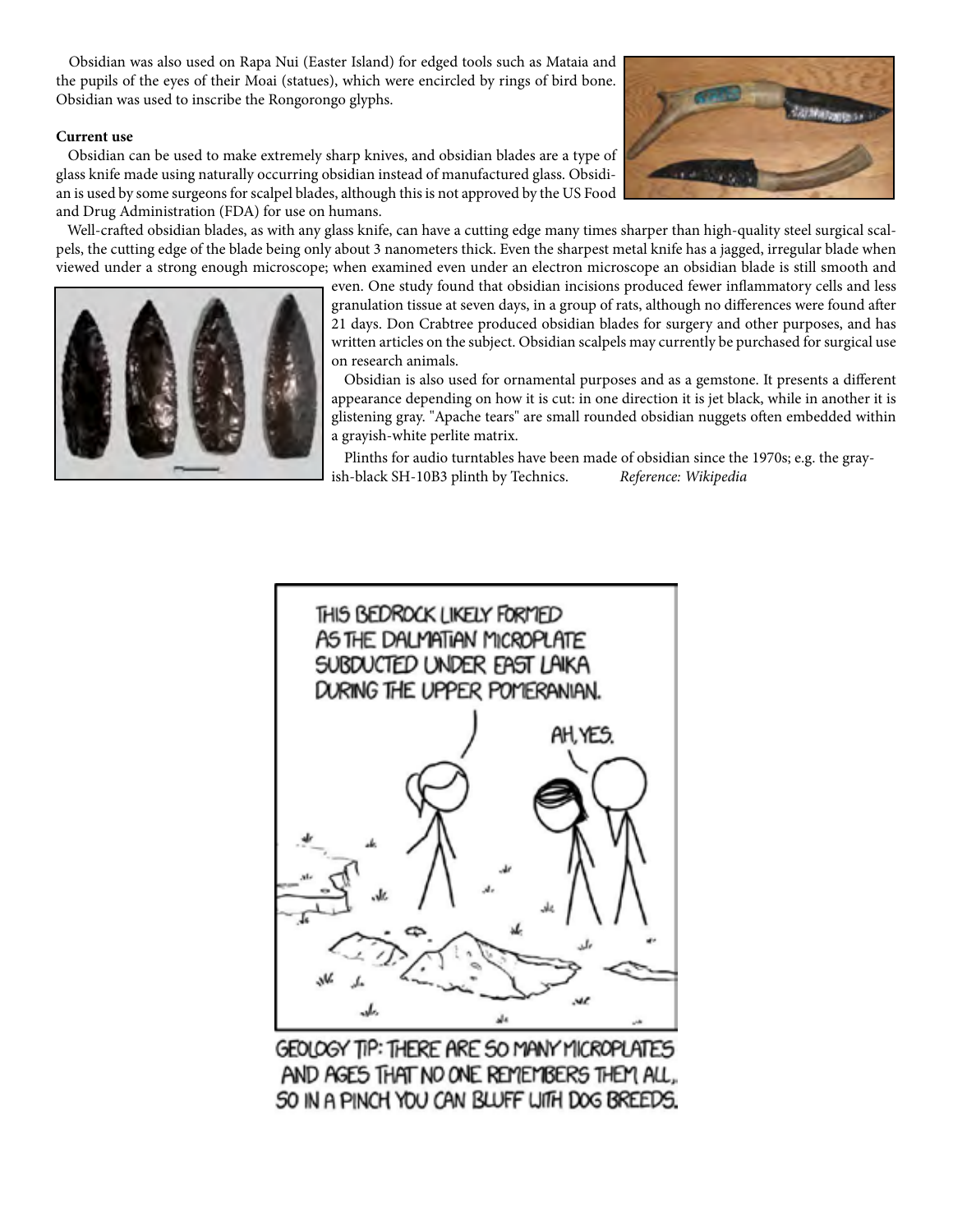Obsidian was also used on Rapa Nui (Easter Island) for edged tools such as Mataia and the pupils of the eyes of their Moai (statues), which were encircled by rings of bird bone. Obsidian was used to inscribe the Rongorongo glyphs.

**Current use**

Obsidian can be used to make extremely sharp knives, and obsidian blades are a type of glass knife made using naturally occurring obsidian instead of manufactured glass. Obsidian is used by some surgeons for scalpel blades, although this is not approved by the US Food and Drug Administration (FDA) for use on humans.

Well-crafted obsidian blades, as with any glass knife, can have a cutting edge many times sharper than high-quality steel surgical scalpels, the cutting edge of the blade being only about 3 nanometers thick. Even the sharpest metal knife has a jagged, irregular blade when viewed under a strong enough microscope; when examined even under an electron microscope an obsidian blade is still smooth and even. One study found that obsidian incisions produced fewer inflammatory cells and less granulation tissue at seven days, in a group of rats, although no differences were found after 21 days. Don Crabtree produced obsidian blades for surgery and other purposes, and has written articles on the subject. Obsidian scalpels may currently be purchased for surgical use on research animals.

Obsidian is also used for ornamental purposes and as a gemstone. It presents a different appearance depending on how it is cut: in one direction it is jet black, while in another it is glistening gray. "Apache tears" are small rounded obsidian nuggets often embedded within a grayish-white perlite matrix.

Plinths for audio turntables have been made of obsidian since the 1970s; e.g. the grayish-black SH-10B3 plinth by Technics. *Reference: Wikipedia*

GEOLOGY TIP: THERE ARE SO MANY MICROPLATES AND AGES THAT NO ONE REMEMBERS THEM ALL, SO IN A PINCH YOU CAN BLUFF WITH DOG BREEDS.